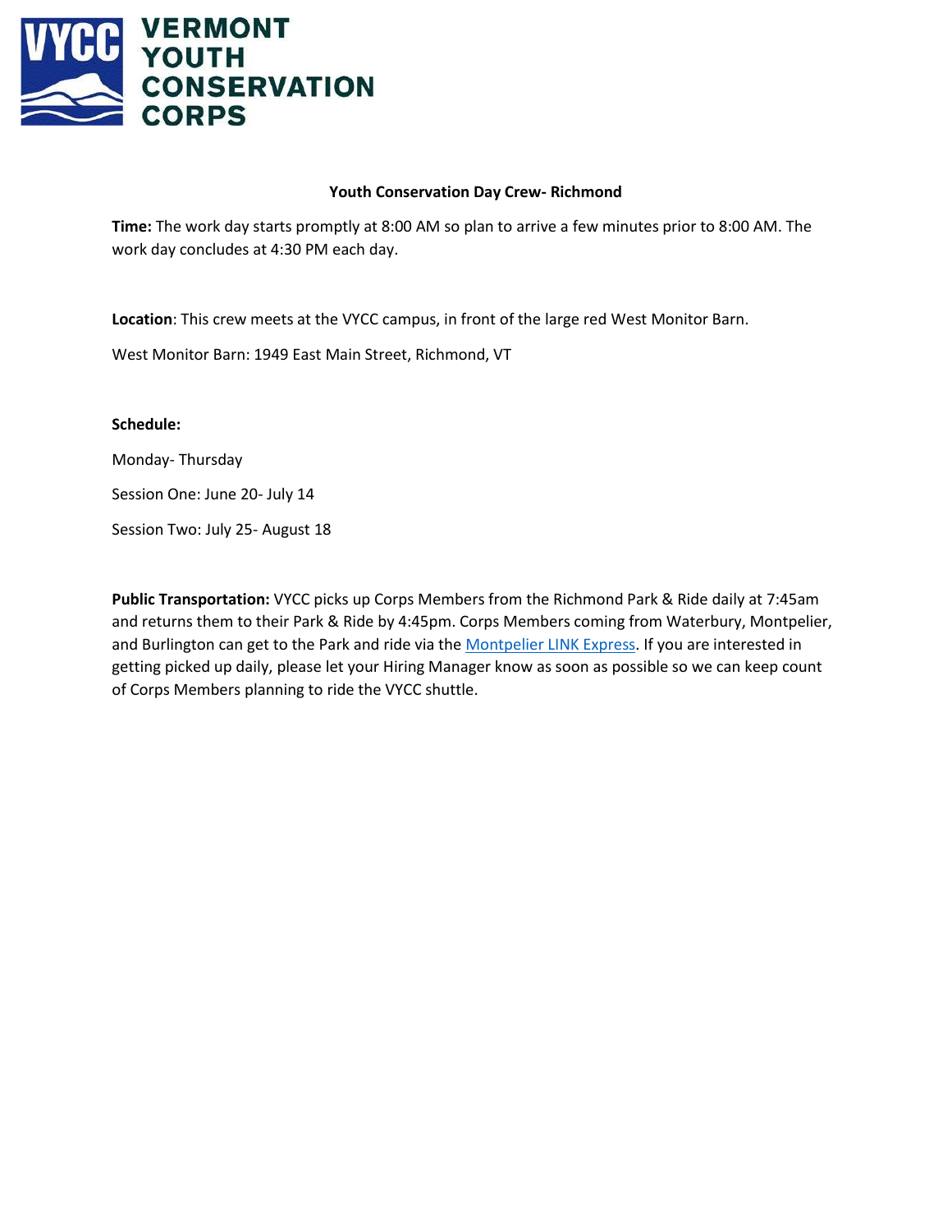VERMONT YOUTH CONSERVATION CORPS

**Youth Conservation Day Crew- Richmond**

**Time:** The work day starts promptly at 8:00 AM so plan to arrive a few minutes prior to 8:00 AM. The work day concludes at 4:30 PM each day.

**Location**: This crew meets at the VYCC campus, in front of the large red West Monitor Barn.

West Monitor Barn: 1949 East Main Street, Richmond, VT

**Schedule:**

Monday- Thursday

Session One: June 20- July 14

Session Two: July 25- August 18

**Public Transportation:** VYCC picks up Corps Members from the Richmond Park & Ride daily at 7:45am and returns them to their Park & Ride by 4:45pm. Corps Members coming from Waterbury, Montpelier, and Burlington can get to the Park and ride via the Montpelier LINK Express. If you are interested in getting picked up daily, please let your Hiring Manager know as soon as possible so we can keep count of Corps Members planning to ride the VYCC shuttle.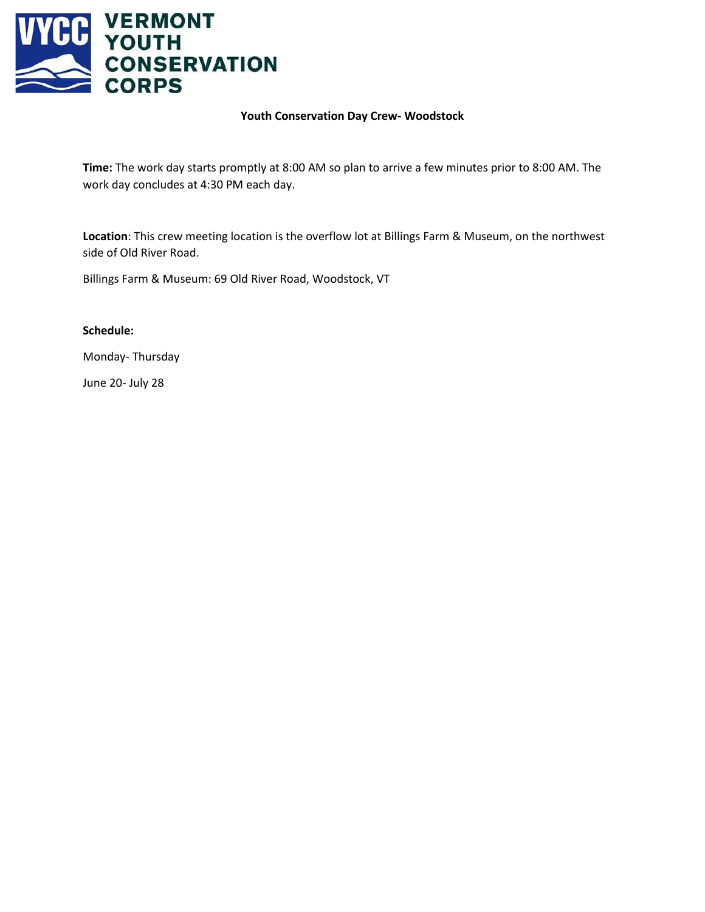**VERMONT YOUTH CONSERVATION CORPS**

**Youth Conservation Day Crew- Woodstock**

**Time:** The work day starts promptly at 8:00 AM so plan to arrive a few minutes prior to 8:00 AM. The work day concludes at 4:30 PM each day.

**Location**: This crew meeting location is the overflow lot at Billings Farm & Museum, on the northwest side of Old River Road.

Billings Farm & Museum: 69 Old River Road, Woodstock, VT

**Schedule:**

Monday- Thursday

June 20- July 28